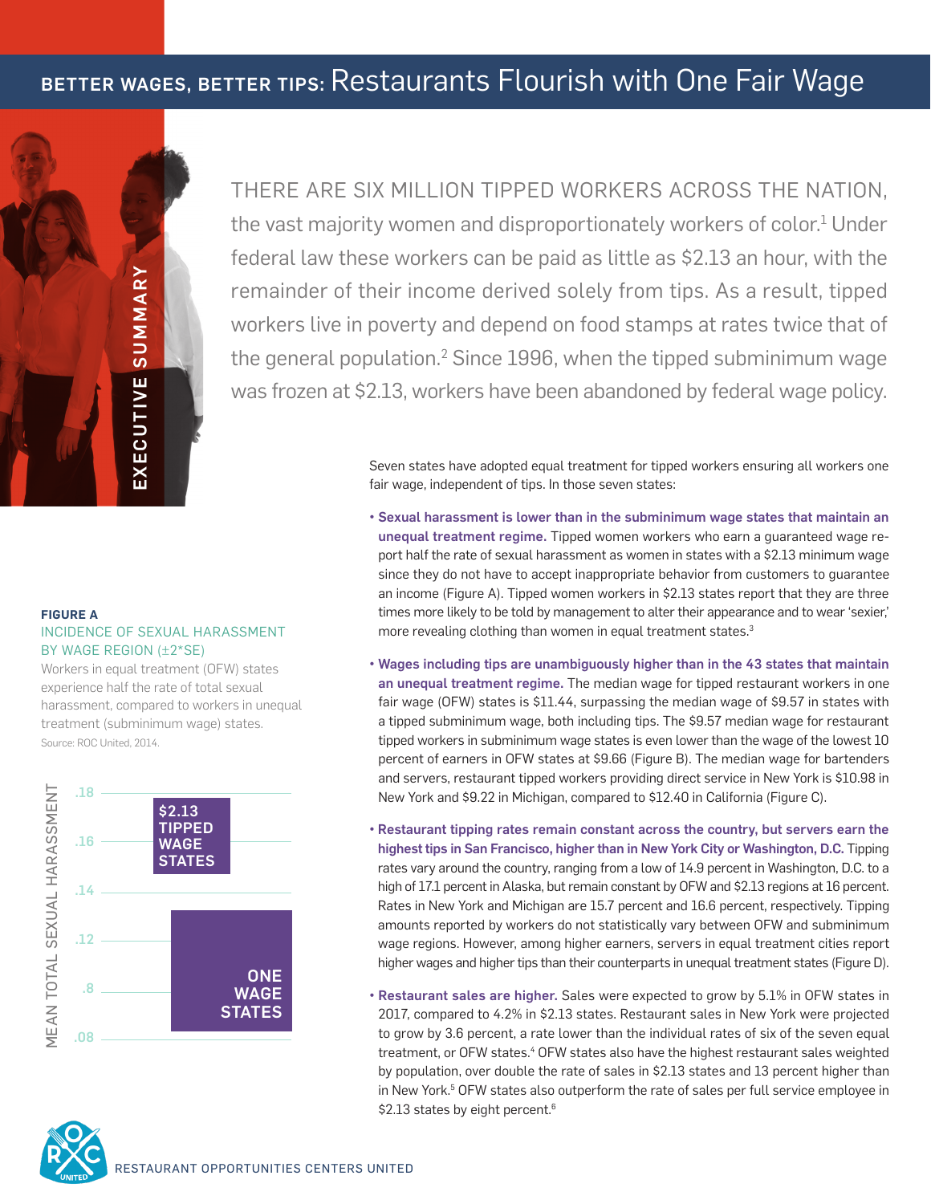# BETTER WAGES, BETTER TIPS: Restaurants Flourish with One Fair Wage

## EXECUTIVE SUMMARY

THERE ARE SIX MILLION TIPPED WORKERS ACROSS THE NATION, the vast majority women and disproportionately workers of color.[1] Under federal law these workers can be paid as little as $2.13 an hour, with the remainder of their income derived solely from tips. As a result, tipped workers live in poverty and depend on food stamps at rates twice that of the general population.[2] Since 1996, when the tipped subminimum wage was frozen at $2.13, workers have been abandoned by federal wage policy.

Seven states have adopted equal treatment for tipped workers ensuring all workers one fair wage, independent of tips. In those seven states:

- **Sexual harassment is lower than in the subminimum wage states that maintain an unequal treatment regime.** Tipped women workers who earn a guaranteed wage report half the rate of sexual harassment as women in states with a $2.13 minimum wage since they do not have to accept inappropriate behavior from customers to guarantee an income (Figure A). Tipped women workers in $2.13 states report that they are three times more likely to be told by management to alter their appearance and to wear 'sexier,' more revealing clothing than women in equal treatment states.[3]

- **Wages including tips are unambiguously higher than in the 43 states that maintain an unequal treatment regime.** The median wage for tipped restaurant workers in one fair wage (OFW) states is $11.44, surpassing the median wage of $9.57 in states with a tipped subminimum wage, both including tips. The $9.57 median wage for restaurant tipped workers in subminimum wage states is even lower than the wage of the lowest 10 percent of earners in OFW states at $9.66 (Figure B). The median wage for bartenders and servers, restaurant tipped workers providing direct service in New York is $10.98 in New York and $9.22 in Michigan, compared to $12.40 in California (Figure C).

- **Restaurant tipping rates remain constant across the country, but servers earn the highest tips in San Francisco, higher than in New York City or Washington, D.C.** Tipping rates vary around the country, ranging from a low of 14.9 percent in Washington, D.C. to a high of 17.1 percent in Alaska, but remain constant by OFW and $2.13 regions at 16 percent. Rates in New York and Michigan are 15.7 percent and 16.6 percent, respectively. Tipping amounts reported by workers do not statistically vary between OFW and subminimum wage regions. However, among higher earners, servers in equal treatment cities report higher wages and higher tips than their counterparts in unequal treatment states (Figure D).

- **Restaurant sales are higher.** Sales were expected to grow by 5.1% in OFW states in 2017, compared to 4.2% in $2.13 states. Restaurant sales in New York were projected to grow by 3.6 percent, a rate lower than the individual rates of six of the seven equal treatment, or OFW states.[4] OFW states also have the highest restaurant sales weighted by population, over double the rate of sales in $2.13 states and 13 percent higher than in New York.[5] OFW states also outperform the rate of sales per full service employee in $2.13 states by eight percent.[6]

**FIGURE A**

INCIDENCE OF SEXUAL HARASSMENT BY WAGE REGION (±2*SE)

Workers in equal treatment (OFW) states experience half the rate of total sexual harassment, compared to workers in unequal treatment (subminimum wage) states.

Source: ROC United, 2014.

| MEAN TOTAL SEXUAL HARASSMENT | |
|---|---|
| $2.13 TIPPED WAGE STATES | between .16 and .18 (bar spans approx. .146–.18) |
| ONE WAGE STATES | bar spans approx. .08–.13 |

RESTAURANT OPPORTUNITIES CENTERS UNITED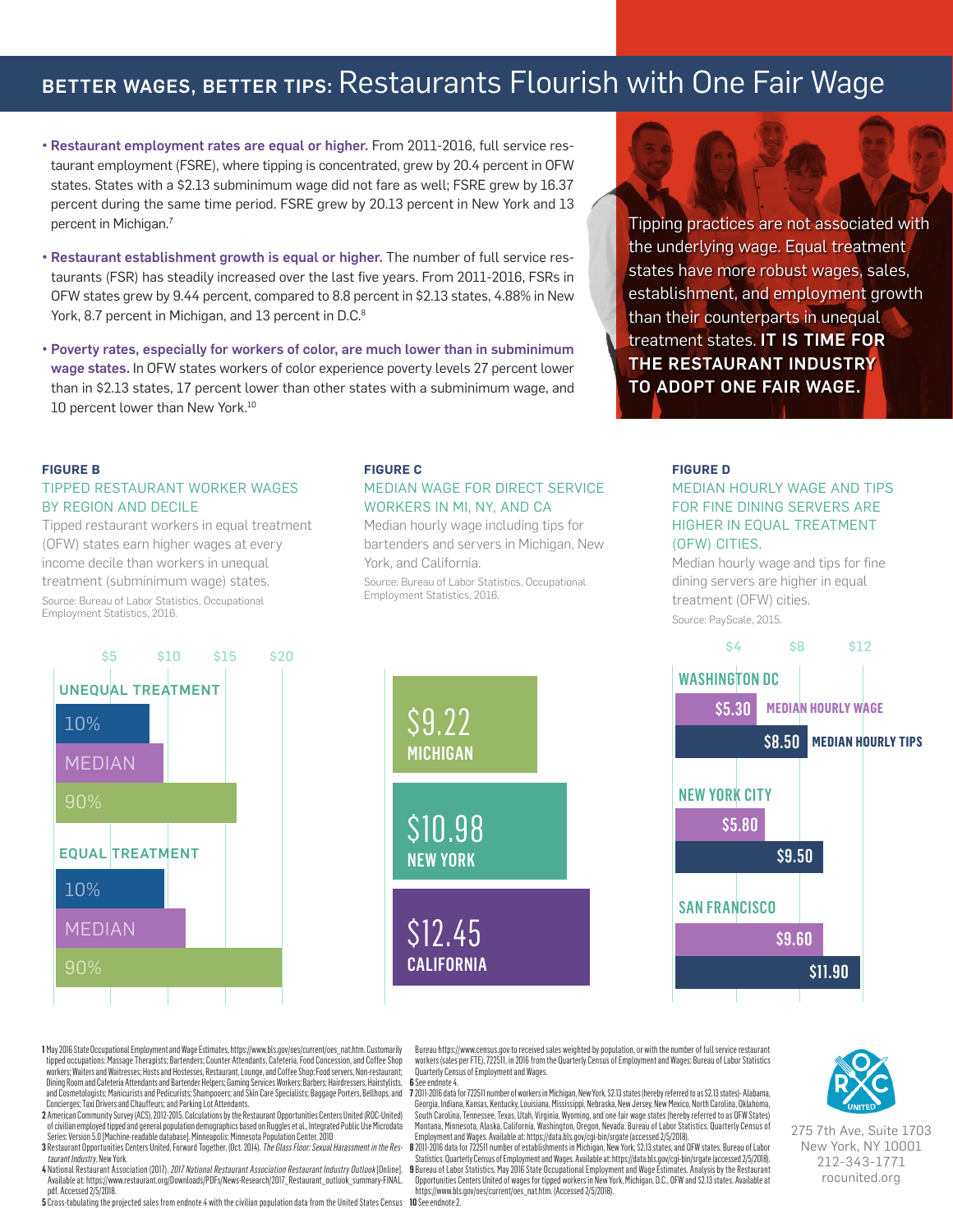# BETTER WAGES, BETTER TIPS: Restaurants Flourish with One Fair Wage

- **Restaurant employment rates are equal or higher.** From 2011-2016, full service restaurant employment (FSRE), where tipping is concentrated, grew by 20.4 percent in OFW states. States with a $2.13 subminimum wage did not fare as well; FSRE grew by 16.37 percent during the same time period. FSRE grew by 20.13 percent in New York and 13 percent in Michigan.[7]

- **Restaurant establishment growth is equal or higher.** The number of full service restaurants (FSR) has steadily increased over the last five years. From 2011-2016, FSRs in OFW states grew by 9.44 percent, compared to 8.8 percent in $2.13 states, 4.88% in New York, 8.7 percent in Michigan, and 13 percent in D.C.[8]

- **Poverty rates, especially for workers of color, are much lower than in subminimum wage states.** In OFW states workers of color experience poverty levels 27 percent lower than in $2.13 states, 17 percent lower than other states with a subminimum wage, and 10 percent lower than New York.[10]

Tipping practices are not associated with the underlying wage. Equal treatment states have more robust wages, sales, establishment, and employment growth than their counterparts in unequal treatment states. **IT IS TIME FOR THE RESTAURANT INDUSTRY TO ADOPT ONE FAIR WAGE.**

**FIGURE B**

TIPPED RESTAURANT WORKER WAGES BY REGION AND DECILE

Tipped restaurant workers in equal treatment (OFW) states earn higher wages at every income decile than workers in unequal treatment (subminimum wage) states.

Source: Bureau of Labor Statistics, Occupational Employment Statistics, 2016.

$5
$10
$15
$20

UNEQUAL TREATMENT
10%
MEDIAN
90%

EQUAL TREATMENT
10%
MEDIAN
90%

**FIGURE C**

MEDIAN WAGE FOR DIRECT SERVICE WORKERS IN MI, NY, AND CA

Median hourly wage including tips for bartenders and servers in Michigan, New York, and California.

Source: Bureau of Labor Statistics, Occupational Employment Statistics, 2016.

$9.22
MICHIGAN

$10.98
NEW YORK

$12.45
CALIFORNIA

**FIGURE D**

MEDIAN HOURLY WAGE AND TIPS FOR FINE DINING SERVERS ARE HIGHER IN EQUAL TREATMENT (OFW) CITIES.

Median hourly wage and tips for fine dining servers are higher in equal treatment (OFW) cities.

Source: PayScale, 2015.

$4
$8
$12

WASHINGTON DC
$5.30 MEDIAN HOURLY WAGE
$8.50 MEDIAN HOURLY TIPS

NEW YORK CITY
$5.80
$9.50

SAN FRANCISCO
$9.60
$11.90

1 May 2016 State Occupational Employment and Wage Estimates, https://www.bls.gov/oes/current/oes_nat.htm. Customarily tipped occupations: Massage Therapists; Bartenders; Counter Attendants, Cafeteria, Food Concession, and Coffee Shop workers; Waiters and Waitresses; Hosts and Hostesses, Restaurant, Lounge, and Coffee Shop; Food servers, Non-restaurant; Dining Room and Cafeteria Attendants and Bartender Helpers; Gaming Services Workers; Barbers; Hairdressers, Hairstylists, and Cosmetologists; Manicurists and Pedicurists; Shampooers; and Skin Care Specialists; Baggage Porters, Bellhops, and Concierges; Taxi Drivers and Chauffeurs; and Parking Lot Attendants.

2 American Community Survey (ACS), 2012-2015. Calculations by the Restaurant Opportunities Centers United (ROC-United) of civilian employed tipped and general population demographics based on Ruggles et al., Integrated Public Use Microdata Series: Version 5.0 [Machine-readable database]. Minneapolis: Minnesota Population Center, 2010

3 Restaurant Opportunities Centers United, Forward Together, (Oct. 2014). *The Glass Floor: Sexual Harassment in the Restaurant Industry.* New York.

4 National Restaurant Association (2017). *2017 National Restaurant Association Restaurant Industry Outlook* [Online]. Available at: https://www.restaurant.org/Downloads/PDFs/News-Research/2017_Restaurant_outlook_summary-FINAL.pdf. Accessed 2/5/2018.

5 Cross-tabulating the projected sales from endnote 4 with the civilian population data from the United States Census Bureau https://www.census.gov to received sales weighted by population, or with the number of full service restaurant workers (sales per FTE), 722511, in 2016 from the Quarterly Census of Employment and Wages; Bureau of Labor Statistics Quarterly Census of Employment and Wages.

6 See endnote 4.

7 2011-2016 data for 722511 number of workers in Michigan, New York, $2.13 states (hereby referred to as $2.13 states)- Alabama, Georgia, Indiana, Kansas, Kentucky, Louisiana, Mississippi, Nebraska, New Jersey, New Mexico, North Carolina, Oklahoma, South Carolina, Tennessee, Texas, Utah, Virginia, Wyoming, and one fair wage states (hereby referred to as OFW States) Montana, Minnesota, Alaska, California, Washington, Oregon, Nevada. Bureau of Labor Statistics. Quarterly Census of Employment and Wages. Available at: https://data.bls.gov/cgi-bin/srgate (accessed 2/5/2018).

8 2011-2016 data for 722511 number of establishments in Michigan, New York, $2.13 states, and OFW states. Bureau of Labor Statistics. Quarterly Census of Employment and Wages. Available at: https://data.bls.gov/cgi-bin/srgate (accessed 2/5/2018).

9 Bureau of Labor Statistics. May 2016 State Occupational Employment and Wage Estimates. Analysis by the Restaurant Opportunities Centers United of wages for tipped workers in New York, Michigan, D.C., OFW and $2.13 states. Available at https://www.bls.gov/oes/current/oes_nat.htm. (Accessed 2/5/2018).

10 See endnote 2.

ROC UNITED

275 7th Ave, Suite 1703
New York, NY 10001
212-343-1771
rocunited.org